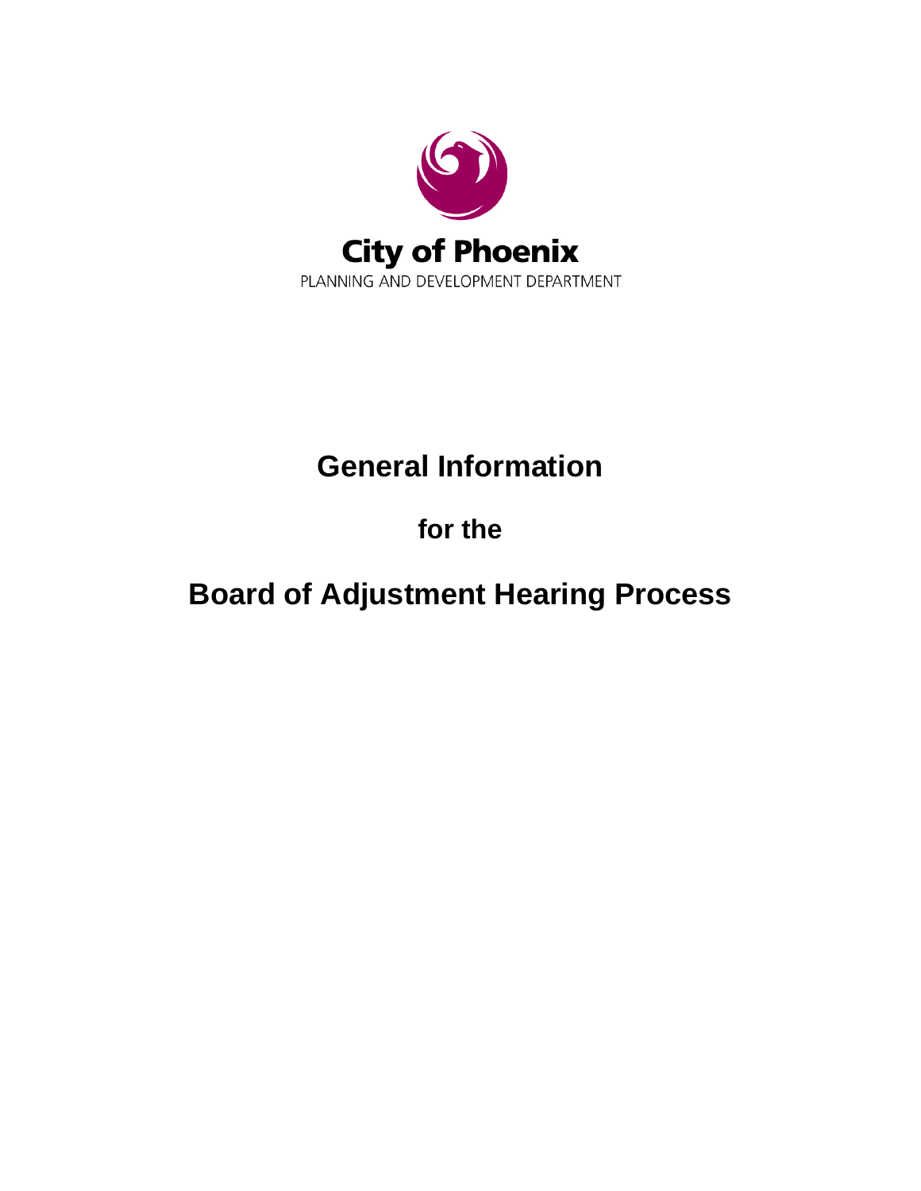City of Phoenix

PLANNING AND DEVELOPMENT DEPARTMENT

# General Information

## for the

# Board of Adjustment Hearing Process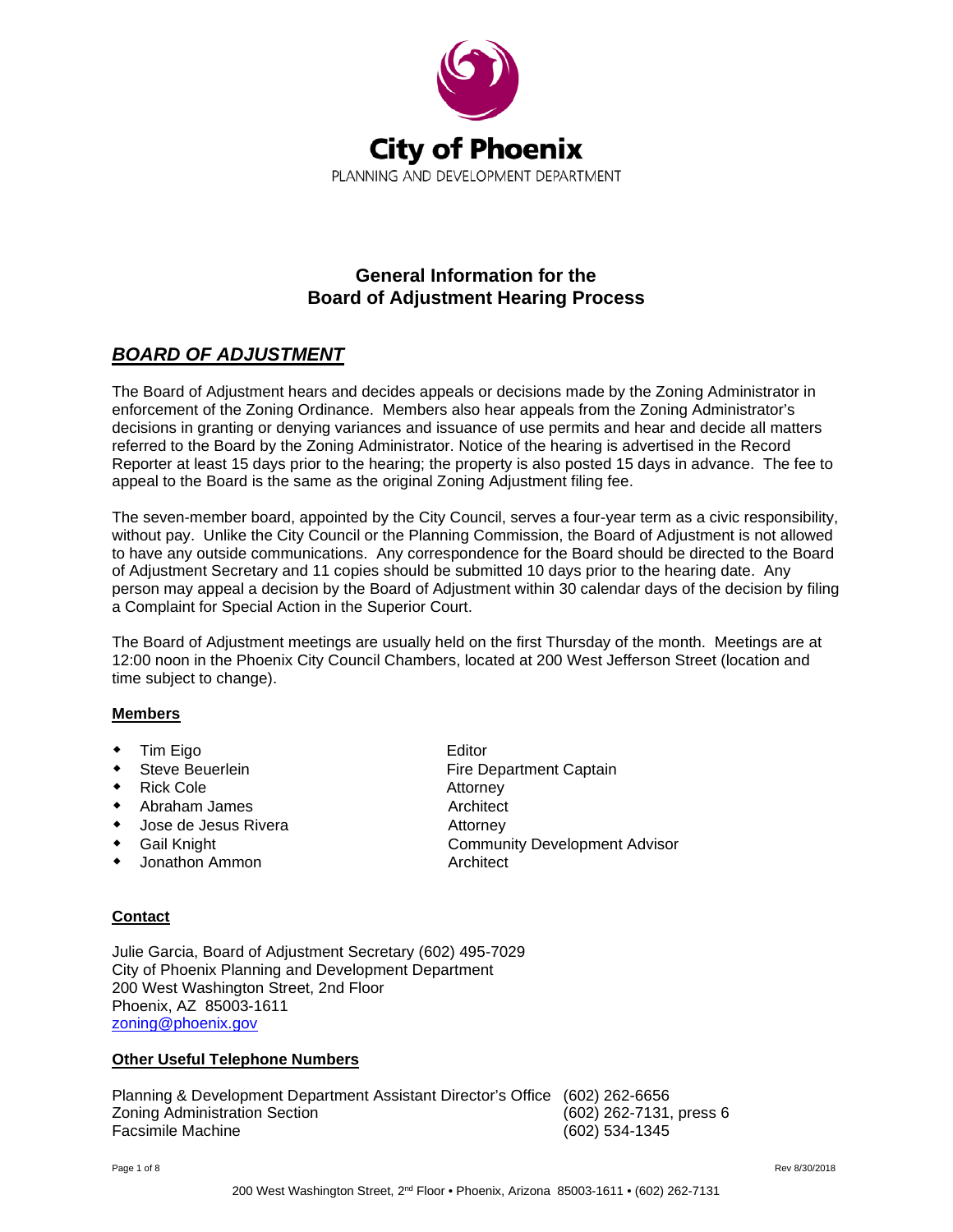**City of Phoenix**

PLANNING AND DEVELOPMENT DEPARTMENT

## General Information for the Board of Adjustment Hearing Process

## ***BOARD OF ADJUSTMENT***

The Board of Adjustment hears and decides appeals or decisions made by the Zoning Administrator in enforcement of the Zoning Ordinance. Members also hear appeals from the Zoning Administrator's decisions in granting or denying variances and issuance of use permits and hear and decide all matters referred to the Board by the Zoning Administrator. Notice of the hearing is advertised in the Record Reporter at least 15 days prior to the hearing; the property is also posted 15 days in advance. The fee to appeal to the Board is the same as the original Zoning Adjustment filing fee.

The seven-member board, appointed by the City Council, serves a four-year term as a civic responsibility, without pay. Unlike the City Council or the Planning Commission, the Board of Adjustment is not allowed to have any outside communications. Any correspondence for the Board should be directed to the Board of Adjustment Secretary and 11 copies should be submitted 10 days prior to the hearing date. Any person may appeal a decision by the Board of Adjustment within 30 calendar days of the decision by filing a Complaint for Special Action in the Superior Court.

The Board of Adjustment meetings are usually held on the first Thursday of the month. Meetings are at 12:00 noon in the Phoenix City Council Chambers, located at 200 West Jefferson Street (location and time subject to change).

**Members**

- Tim Eigo — Editor
- Steve Beuerlein — Fire Department Captain
- Rick Cole — Attorney
- Abraham James — Architect
- Jose de Jesus Rivera — Attorney
- Gail Knight — Community Development Advisor
- Jonathon Ammon — Architect

**Contact**

Julie Garcia, Board of Adjustment Secretary (602) 495-7029
City of Phoenix Planning and Development Department
200 West Washington Street, 2nd Floor
Phoenix, AZ 85003-1611
zoning@phoenix.gov

**Other Useful Telephone Numbers**

| | |
|---|---|
| Planning & Development Department Assistant Director's Office | (602) 262-6656 |
| Zoning Administration Section | (602) 262-7131, press 6 |
| Facsimile Machine | (602) 534-1345 |

Rev 8/30/2018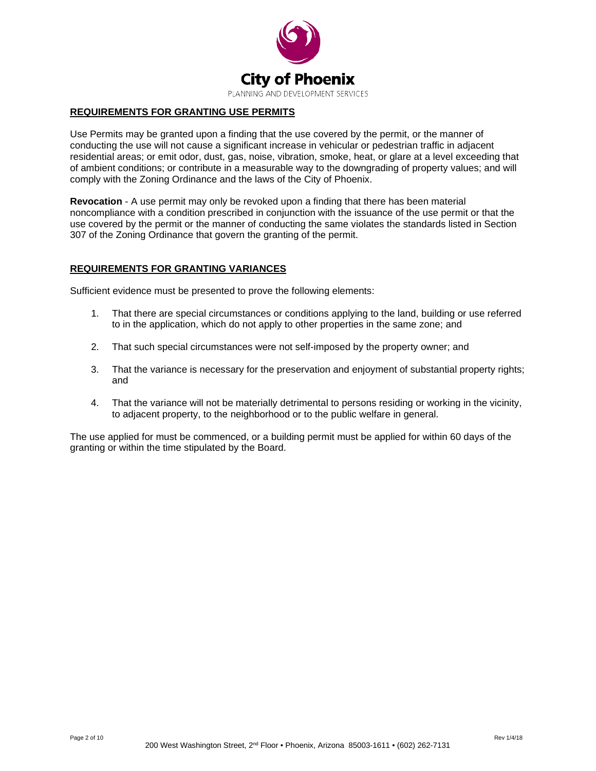## REQUIREMENTS FOR GRANTING USE PERMITS

Use Permits may be granted upon a finding that the use covered by the permit, or the manner of conducting the use will not cause a significant increase in vehicular or pedestrian traffic in adjacent residential areas; or emit odor, dust, gas, noise, vibration, smoke, heat, or glare at a level exceeding that of ambient conditions; or contribute in a measurable way to the downgrading of property values; and will comply with the Zoning Ordinance and the laws of the City of Phoenix.

**Revocation** - A use permit may only be revoked upon a finding that there has been material noncompliance with a condition prescribed in conjunction with the issuance of the use permit or that the use covered by the permit or the manner of conducting the same violates the standards listed in Section 307 of the Zoning Ordinance that govern the granting of the permit.

## REQUIREMENTS FOR GRANTING VARIANCES

Sufficient evidence must be presented to prove the following elements:

1. That there are special circumstances or conditions applying to the land, building or use referred to in the application, which do not apply to other properties in the same zone; and
2. That such special circumstances were not self-imposed by the property owner; and
3. That the variance is necessary for the preservation and enjoyment of substantial property rights; and
4. That the variance will not be materially detrimental to persons residing or working in the vicinity, to adjacent property, to the neighborhood or to the public welfare in general.

The use applied for must be commenced, or a building permit must be applied for within 60 days of the granting or within the time stipulated by the Board.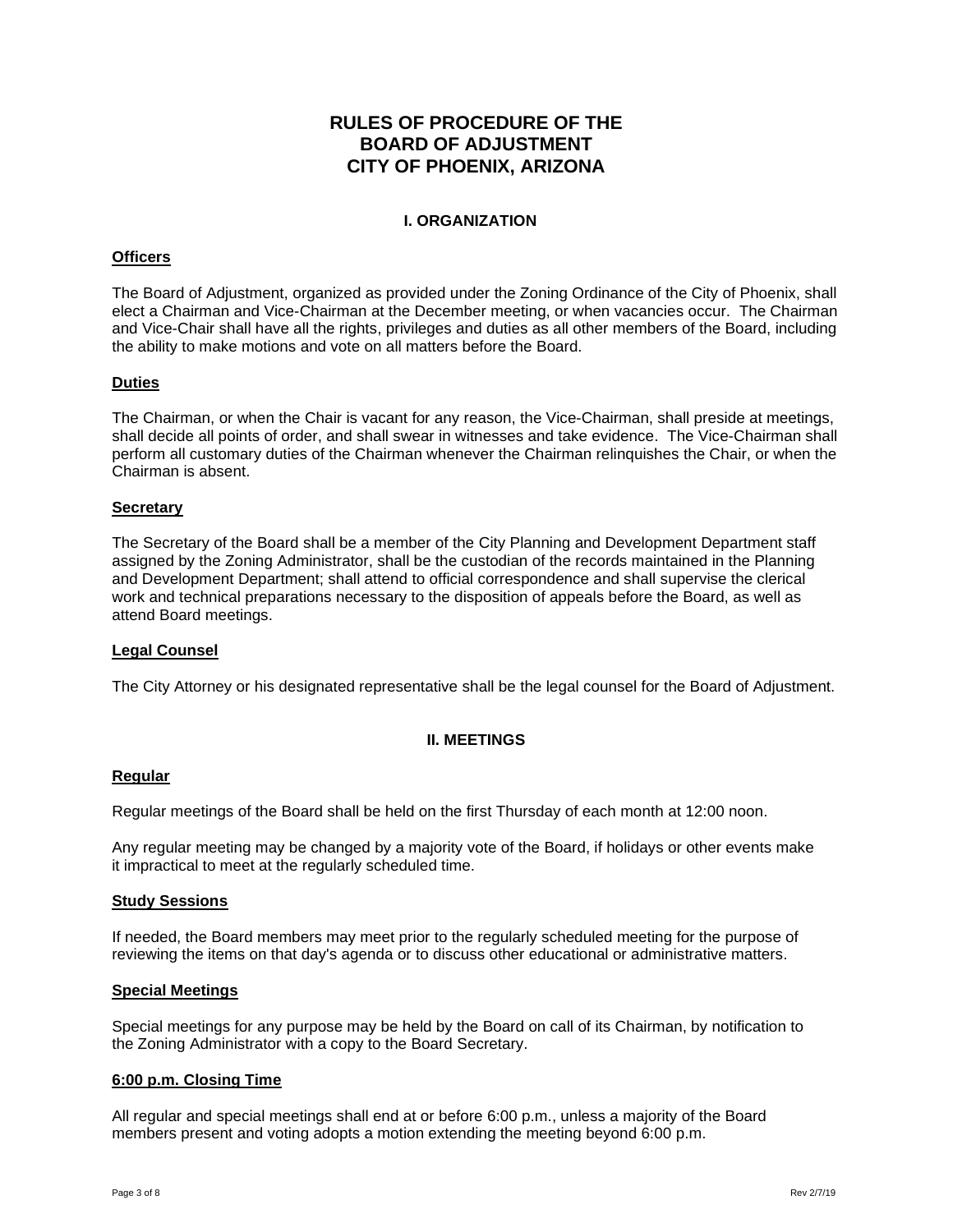# RULES OF PROCEDURE OF THE BOARD OF ADJUSTMENT CITY OF PHOENIX, ARIZONA

## I. ORGANIZATION

**Officers**

The Board of Adjustment, organized as provided under the Zoning Ordinance of the City of Phoenix, shall elect a Chairman and Vice-Chairman at the December meeting, or when vacancies occur. The Chairman and Vice-Chair shall have all the rights, privileges and duties as all other members of the Board, including the ability to make motions and vote on all matters before the Board.

**Duties**

The Chairman, or when the Chair is vacant for any reason, the Vice-Chairman, shall preside at meetings, shall decide all points of order, and shall swear in witnesses and take evidence. The Vice-Chairman shall perform all customary duties of the Chairman whenever the Chairman relinquishes the Chair, or when the Chairman is absent.

**Secretary**

The Secretary of the Board shall be a member of the City Planning and Development Department staff assigned by the Zoning Administrator, shall be the custodian of the records maintained in the Planning and Development Department; shall attend to official correspondence and shall supervise the clerical work and technical preparations necessary to the disposition of appeals before the Board, as well as attend Board meetings.

**Legal Counsel**

The City Attorney or his designated representative shall be the legal counsel for the Board of Adjustment.

## II. MEETINGS

**Regular**

Regular meetings of the Board shall be held on the first Thursday of each month at 12:00 noon.

Any regular meeting may be changed by a majority vote of the Board, if holidays or other events make it impractical to meet at the regularly scheduled time.

**Study Sessions**

If needed, the Board members may meet prior to the regularly scheduled meeting for the purpose of reviewing the items on that day's agenda or to discuss other educational or administrative matters.

**Special Meetings**

Special meetings for any purpose may be held by the Board on call of its Chairman, by notification to the Zoning Administrator with a copy to the Board Secretary.

**6:00 p.m. Closing Time**

All regular and special meetings shall end at or before 6:00 p.m., unless a majority of the Board members present and voting adopts a motion extending the meeting beyond 6:00 p.m.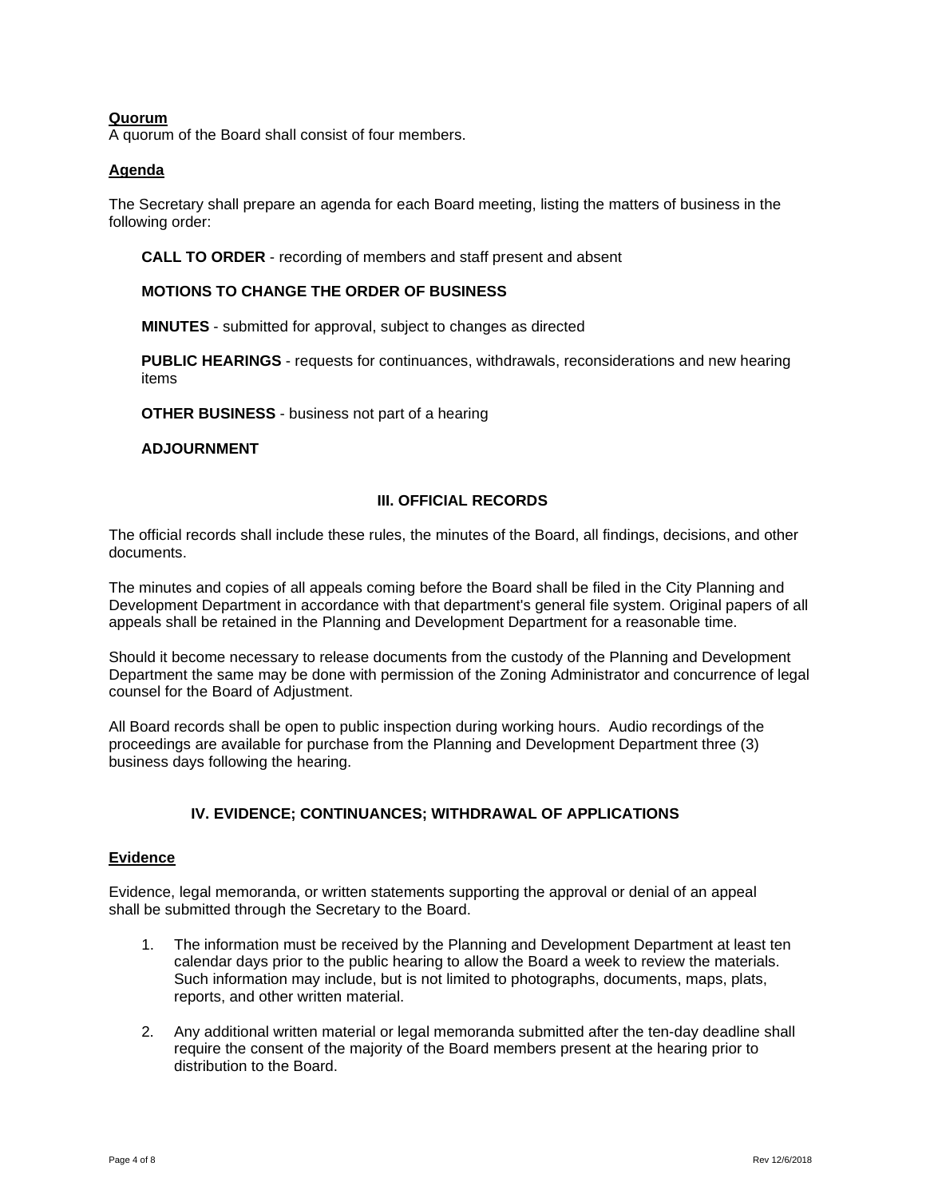**Quorum**

A quorum of the Board shall consist of four members.

**Agenda**

The Secretary shall prepare an agenda for each Board meeting, listing the matters of business in the following order:

**CALL TO ORDER** - recording of members and staff present and absent

**MOTIONS TO CHANGE THE ORDER OF BUSINESS**

**MINUTES** - submitted for approval, subject to changes as directed

**PUBLIC HEARINGS** - requests for continuances, withdrawals, reconsiderations and new hearing items

**OTHER BUSINESS** - business not part of a hearing

**ADJOURNMENT**

## III. OFFICIAL RECORDS

The official records shall include these rules, the minutes of the Board, all findings, decisions, and other documents.

The minutes and copies of all appeals coming before the Board shall be filed in the City Planning and Development Department in accordance with that department's general file system. Original papers of all appeals shall be retained in the Planning and Development Department for a reasonable time.

Should it become necessary to release documents from the custody of the Planning and Development Department the same may be done with permission of the Zoning Administrator and concurrence of legal counsel for the Board of Adjustment.

All Board records shall be open to public inspection during working hours. Audio recordings of the proceedings are available for purchase from the Planning and Development Department three (3) business days following the hearing.

## IV. EVIDENCE; CONTINUANCES; WITHDRAWAL OF APPLICATIONS

**Evidence**

Evidence, legal memoranda, or written statements supporting the approval or denial of an appeal shall be submitted through the Secretary to the Board.

1. The information must be received by the Planning and Development Department at least ten calendar days prior to the public hearing to allow the Board a week to review the materials. Such information may include, but is not limited to photographs, documents, maps, plats, reports, and other written material.

2. Any additional written material or legal memoranda submitted after the ten-day deadline shall require the consent of the majority of the Board members present at the hearing prior to distribution to the Board.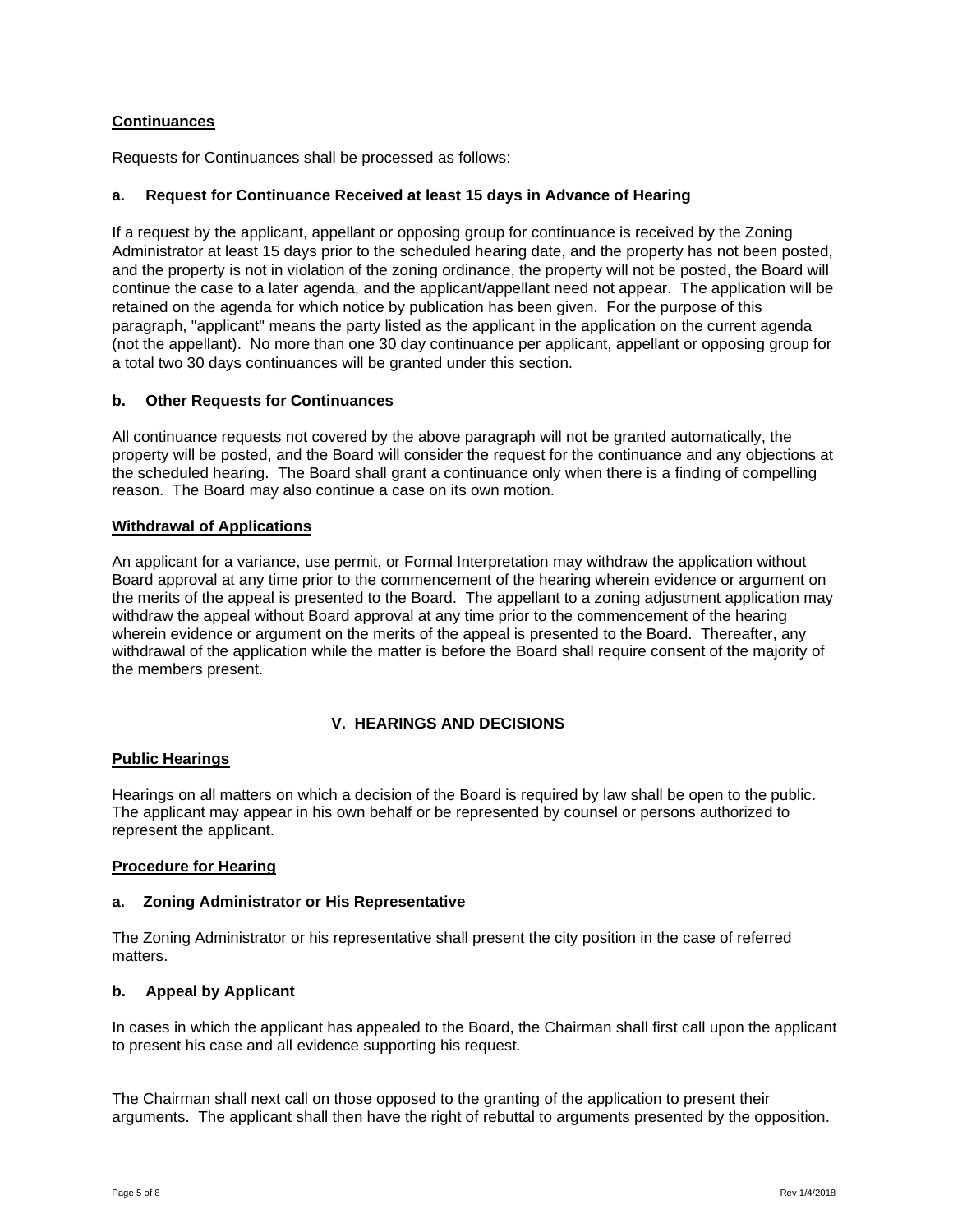**Continuances**

Requests for Continuances shall be processed as follows:

**a. Request for Continuance Received at least 15 days in Advance of Hearing**

If a request by the applicant, appellant or opposing group for continuance is received by the Zoning Administrator at least 15 days prior to the scheduled hearing date, and the property has not been posted, and the property is not in violation of the zoning ordinance, the property will not be posted, the Board will continue the case to a later agenda, and the applicant/appellant need not appear. The application will be retained on the agenda for which notice by publication has been given. For the purpose of this paragraph, "applicant" means the party listed as the applicant in the application on the current agenda (not the appellant). No more than one 30 day continuance per applicant, appellant or opposing group for a total two 30 days continuances will be granted under this section.

**b. Other Requests for Continuances**

All continuance requests not covered by the above paragraph will not be granted automatically, the property will be posted, and the Board will consider the request for the continuance and any objections at the scheduled hearing. The Board shall grant a continuance only when there is a finding of compelling reason. The Board may also continue a case on its own motion.

**Withdrawal of Applications**

An applicant for a variance, use permit, or Formal Interpretation may withdraw the application without Board approval at any time prior to the commencement of the hearing wherein evidence or argument on the merits of the appeal is presented to the Board. The appellant to a zoning adjustment application may withdraw the appeal without Board approval at any time prior to the commencement of the hearing wherein evidence or argument on the merits of the appeal is presented to the Board. Thereafter, any withdrawal of the application while the matter is before the Board shall require consent of the majority of the members present.

## V. HEARINGS AND DECISIONS

**Public Hearings**

Hearings on all matters on which a decision of the Board is required by law shall be open to the public. The applicant may appear in his own behalf or be represented by counsel or persons authorized to represent the applicant.

**Procedure for Hearing**

**a. Zoning Administrator or His Representative**

The Zoning Administrator or his representative shall present the city position in the case of referred matters.

**b. Appeal by Applicant**

In cases in which the applicant has appealed to the Board, the Chairman shall first call upon the applicant to present his case and all evidence supporting his request.

The Chairman shall next call on those opposed to the granting of the application to present their arguments. The applicant shall then have the right of rebuttal to arguments presented by the opposition.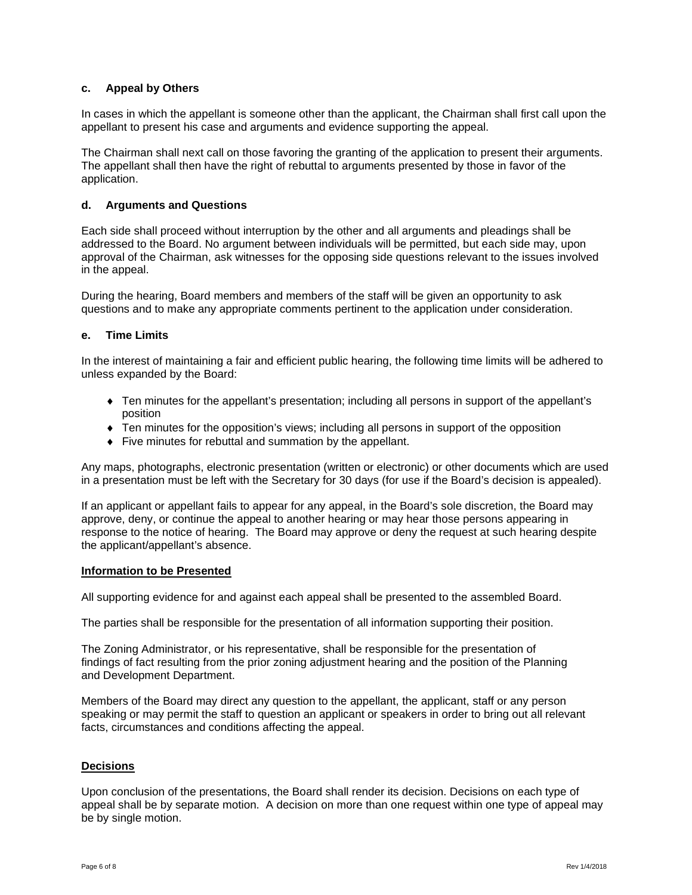### c. Appeal by Others

In cases in which the appellant is someone other than the applicant, the Chairman shall first call upon the appellant to present his case and arguments and evidence supporting the appeal.

The Chairman shall next call on those favoring the granting of the application to present their arguments. The appellant shall then have the right of rebuttal to arguments presented by those in favor of the application.

### d. Arguments and Questions

Each side shall proceed without interruption by the other and all arguments and pleadings shall be addressed to the Board. No argument between individuals will be permitted, but each side may, upon approval of the Chairman, ask witnesses for the opposing side questions relevant to the issues involved in the appeal.

During the hearing, Board members and members of the staff will be given an opportunity to ask questions and to make any appropriate comments pertinent to the application under consideration.

### e. Time Limits

In the interest of maintaining a fair and efficient public hearing, the following time limits will be adhered to unless expanded by the Board:

- Ten minutes for the appellant's presentation; including all persons in support of the appellant's position
- Ten minutes for the opposition's views; including all persons in support of the opposition
- Five minutes for rebuttal and summation by the appellant.

Any maps, photographs, electronic presentation (written or electronic) or other documents which are used in a presentation must be left with the Secretary for 30 days (for use if the Board's decision is appealed).

If an applicant or appellant fails to appear for any appeal, in the Board's sole discretion, the Board may approve, deny, or continue the appeal to another hearing or may hear those persons appearing in response to the notice of hearing. The Board may approve or deny the request at such hearing despite the applicant/appellant's absence.

## Information to be Presented

All supporting evidence for and against each appeal shall be presented to the assembled Board.

The parties shall be responsible for the presentation of all information supporting their position.

The Zoning Administrator, or his representative, shall be responsible for the presentation of findings of fact resulting from the prior zoning adjustment hearing and the position of the Planning and Development Department.

Members of the Board may direct any question to the appellant, the applicant, staff or any person speaking or may permit the staff to question an applicant or speakers in order to bring out all relevant facts, circumstances and conditions affecting the appeal.

## Decisions

Upon conclusion of the presentations, the Board shall render its decision. Decisions on each type of appeal shall be by separate motion. A decision on more than one request within one type of appeal may be by single motion.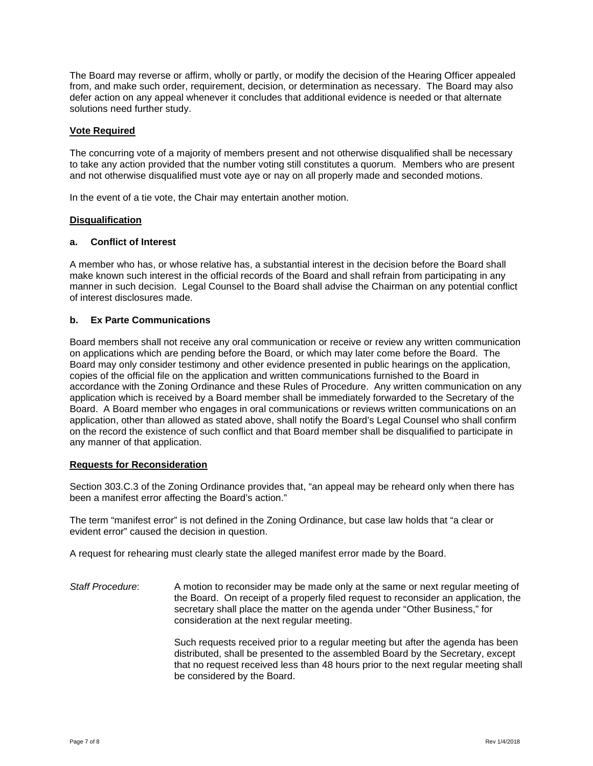The Board may reverse or affirm, wholly or partly, or modify the decision of the Hearing Officer appealed from, and make such order, requirement, decision, or determination as necessary. The Board may also defer action on any appeal whenever it concludes that additional evidence is needed or that alternate solutions need further study.

## Vote Required

The concurring vote of a majority of members present and not otherwise disqualified shall be necessary to take any action provided that the number voting still constitutes a quorum. Members who are present and not otherwise disqualified must vote aye or nay on all properly made and seconded motions.

In the event of a tie vote, the Chair may entertain another motion.

## Disqualification

### a. Conflict of Interest

A member who has, or whose relative has, a substantial interest in the decision before the Board shall make known such interest in the official records of the Board and shall refrain from participating in any manner in such decision. Legal Counsel to the Board shall advise the Chairman on any potential conflict of interest disclosures made.

### b. Ex Parte Communications

Board members shall not receive any oral communication or receive or review any written communication on applications which are pending before the Board, or which may later come before the Board. The Board may only consider testimony and other evidence presented in public hearings on the application, copies of the official file on the application and written communications furnished to the Board in accordance with the Zoning Ordinance and these Rules of Procedure. Any written communication on any application which is received by a Board member shall be immediately forwarded to the Secretary of the Board. A Board member who engages in oral communications or reviews written communications on an application, other than allowed as stated above, shall notify the Board's Legal Counsel who shall confirm on the record the existence of such conflict and that Board member shall be disqualified to participate in any manner of that application.

## Requests for Reconsideration

Section 303.C.3 of the Zoning Ordinance provides that, "an appeal may be reheard only when there has been a manifest error affecting the Board's action."

The term "manifest error" is not defined in the Zoning Ordinance, but case law holds that "a clear or evident error" caused the decision in question.

A request for rehearing must clearly state the alleged manifest error made by the Board.

*Staff Procedure*: A motion to reconsider may be made only at the same or next regular meeting of the Board. On receipt of a properly filed request to reconsider an application, the secretary shall place the matter on the agenda under "Other Business," for consideration at the next regular meeting.

Such requests received prior to a regular meeting but after the agenda has been distributed, shall be presented to the assembled Board by the Secretary, except that no request received less than 48 hours prior to the next regular meeting shall be considered by the Board.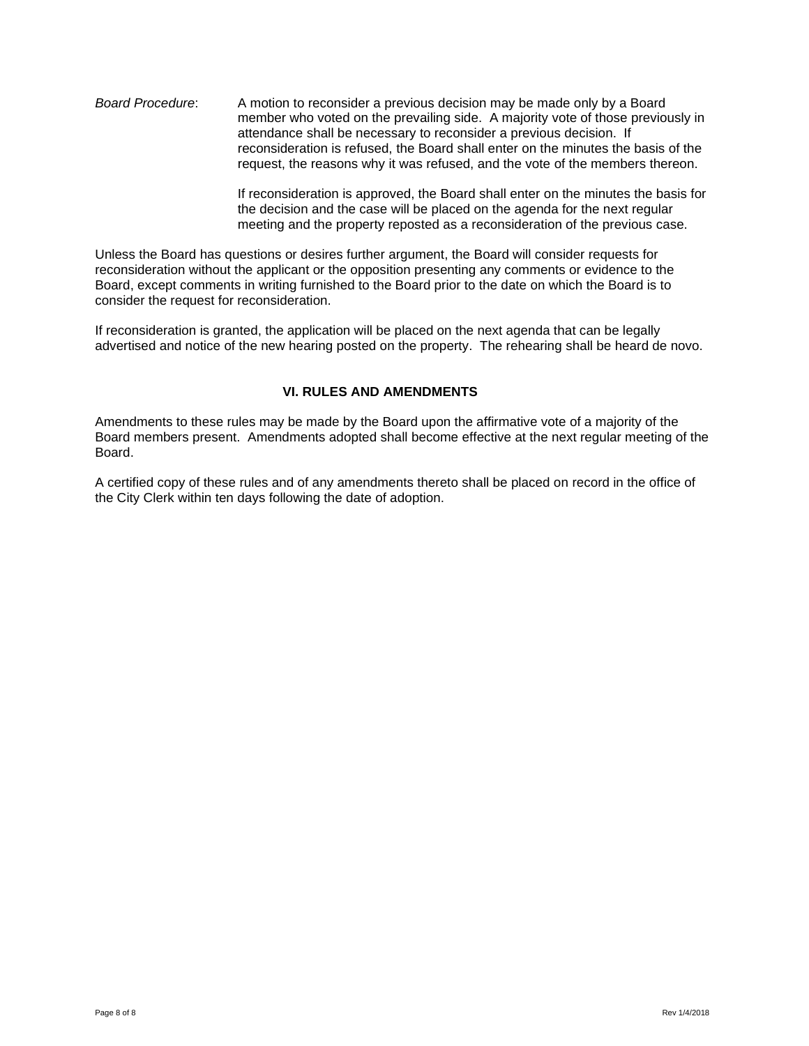*Board Procedure*: A motion to reconsider a previous decision may be made only by a Board member who voted on the prevailing side. A majority vote of those previously in attendance shall be necessary to reconsider a previous decision. If reconsideration is refused, the Board shall enter on the minutes the basis of the request, the reasons why it was refused, and the vote of the members thereon.

If reconsideration is approved, the Board shall enter on the minutes the basis for the decision and the case will be placed on the agenda for the next regular meeting and the property reposted as a reconsideration of the previous case.

Unless the Board has questions or desires further argument, the Board will consider requests for reconsideration without the applicant or the opposition presenting any comments or evidence to the Board, except comments in writing furnished to the Board prior to the date on which the Board is to consider the request for reconsideration.

If reconsideration is granted, the application will be placed on the next agenda that can be legally advertised and notice of the new hearing posted on the property. The rehearing shall be heard de novo.

## VI. RULES AND AMENDMENTS

Amendments to these rules may be made by the Board upon the affirmative vote of a majority of the Board members present. Amendments adopted shall become effective at the next regular meeting of the Board.

A certified copy of these rules and of any amendments thereto shall be placed on record in the office of the City Clerk within ten days following the date of adoption.